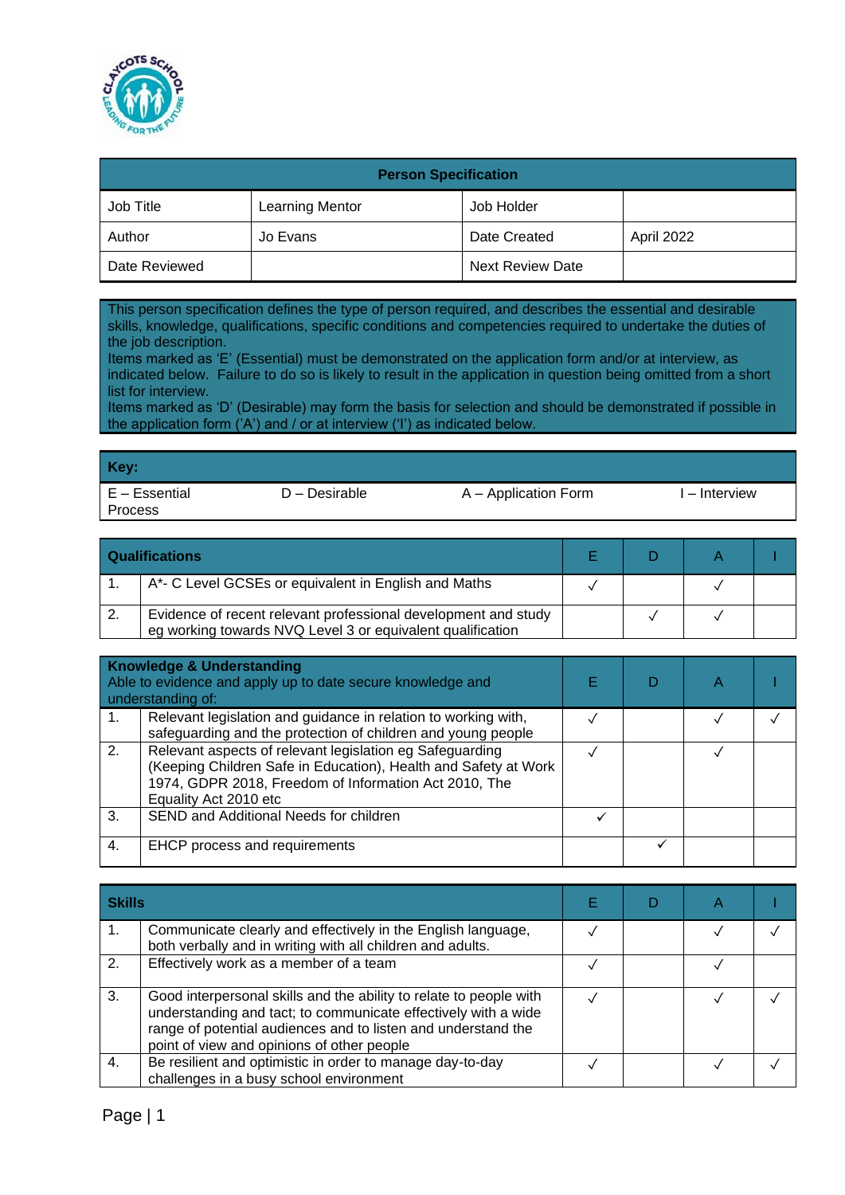| Person Specification | | | |
|---|---|---|---|
| Job Title | Learning Mentor | Job Holder | |
| Author | Jo Evans | Date Created | April 2022 |
| Date Reviewed | | Next Review Date | |

This person specification defines the type of person required, and describes the essential and desirable skills, knowledge, qualifications, specific conditions and competencies required to undertake the duties of the job description.
Items marked as 'E' (Essential) must be demonstrated on the application form and/or at interview, as indicated below. Failure to do so is likely to result in the application in question being omitted from a short list for interview.
Items marked as 'D' (Desirable) may form the basis for selection and should be demonstrated if possible in the application form ('A') and / or at interview ('I') as indicated below.

| Key: | | | |
|---|---|---|---|
| E – Essential | D – Desirable | A – Application Form | I – Interview Process |

| | Qualifications | E | D | A | I |
|---|---|---|---|---|---|
| 1. | A*- C Level GCSEs or equivalent in English and Maths | ✓ | | ✓ | |
| 2. | Evidence of recent relevant professional development and study eg working towards NVQ Level 3 or equivalent qualification | | ✓ | ✓ | |

| | Knowledge & Understanding<br>Able to evidence and apply up to date secure knowledge and understanding of: | E | D | A | I |
|---|---|---|---|---|---|
| 1. | Relevant legislation and guidance in relation to working with, safeguarding and the protection of children and young people | ✓ | | ✓ | ✓ |
| 2. | Relevant aspects of relevant legislation eg Safeguarding (Keeping Children Safe in Education), Health and Safety at Work 1974, GDPR 2018, Freedom of Information Act 2010, The Equality Act 2010 etc | ✓ | | ✓ | |
| 3. | SEND and Additional Needs for children | ✓ | | | |
| 4. | EHCP process and requirements | | ✓ | | |

| | Skills | E | D | A | I |
|---|---|---|---|---|---|
| 1. | Communicate clearly and effectively in the English language, both verbally and in writing with all children and adults. | ✓ | | ✓ | ✓ |
| 2. | Effectively work as a member of a team | ✓ | | ✓ | |
| 3. | Good interpersonal skills and the ability to relate to people with understanding and tact; to communicate effectively with a wide range of potential audiences and to listen and understand the point of view and opinions of other people | ✓ | | ✓ | ✓ |
| 4. | Be resilient and optimistic in order to manage day-to-day challenges in a busy school environment | ✓ | | ✓ | ✓ |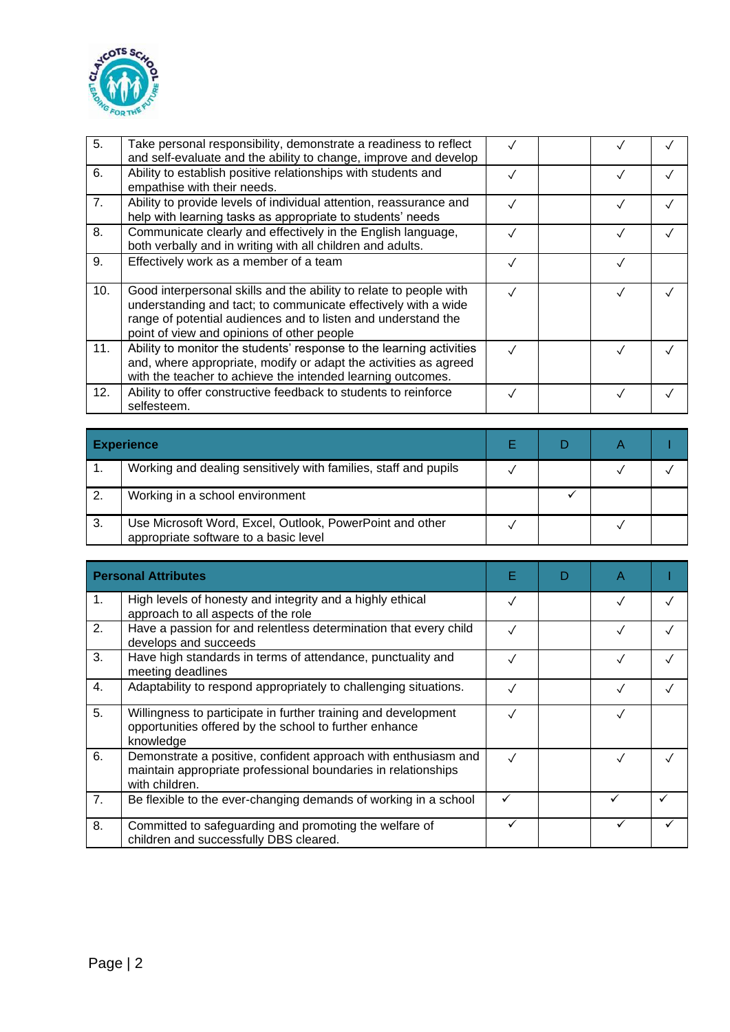| | | E | D | A | I |
|---|---|---|---|---|---|
| 5. | Take personal responsibility, demonstrate a readiness to reflect and self-evaluate and the ability to change, improve and develop | ✓ | | ✓ | ✓ |
| 6. | Ability to establish positive relationships with students and empathise with their needs. | ✓ | | ✓ | ✓ |
| 7. | Ability to provide levels of individual attention, reassurance and help with learning tasks as appropriate to students' needs | ✓ | | ✓ | ✓ |
| 8. | Communicate clearly and effectively in the English language, both verbally and in writing with all children and adults. | ✓ | | ✓ | ✓ |
| 9. | Effectively work as a member of a team | ✓ | | ✓ | |
| 10. | Good interpersonal skills and the ability to relate to people with understanding and tact; to communicate effectively with a wide range of potential audiences and to listen and understand the point of view and opinions of other people | ✓ | | ✓ | ✓ |
| 11. | Ability to monitor the students' response to the learning activities and, where appropriate, modify or adapt the activities as agreed with the teacher to achieve the intended learning outcomes. | ✓ | | ✓ | ✓ |
| 12. | Ability to offer constructive feedback to students to reinforce selfesteem. | ✓ | | ✓ | ✓ |

| **Experience** | | E | D | A | I |
|---|---|---|---|---|---|
| 1. | Working and dealing sensitively with families, staff and pupils | ✓ | | ✓ | ✓ |
| 2. | Working in a school environment | | ✓ | | |
| 3. | Use Microsoft Word, Excel, Outlook, PowerPoint and other appropriate software to a basic level | ✓ | | ✓ | |

| **Personal Attributes** | | E | D | A | I |
|---|---|---|---|---|---|
| 1. | High levels of honesty and integrity and a highly ethical approach to all aspects of the role | ✓ | | ✓ | ✓ |
| 2. | Have a passion for and relentless determination that every child develops and succeeds | ✓ | | ✓ | ✓ |
| 3. | Have high standards in terms of attendance, punctuality and meeting deadlines | ✓ | | ✓ | ✓ |
| 4. | Adaptability to respond appropriately to challenging situations. | ✓ | | ✓ | ✓ |
| 5. | Willingness to participate in further training and development opportunities offered by the school to further enhance knowledge | ✓ | | ✓ | |
| 6. | Demonstrate a positive, confident approach with enthusiasm and maintain appropriate professional boundaries in relationships with children. | ✓ | | ✓ | ✓ |
| 7. | Be flexible to the ever-changing demands of working in a school | ✓ | | ✓ | ✓ |
| 8. | Committed to safeguarding and promoting the welfare of children and successfully DBS cleared. | ✓ | | ✓ | ✓ |